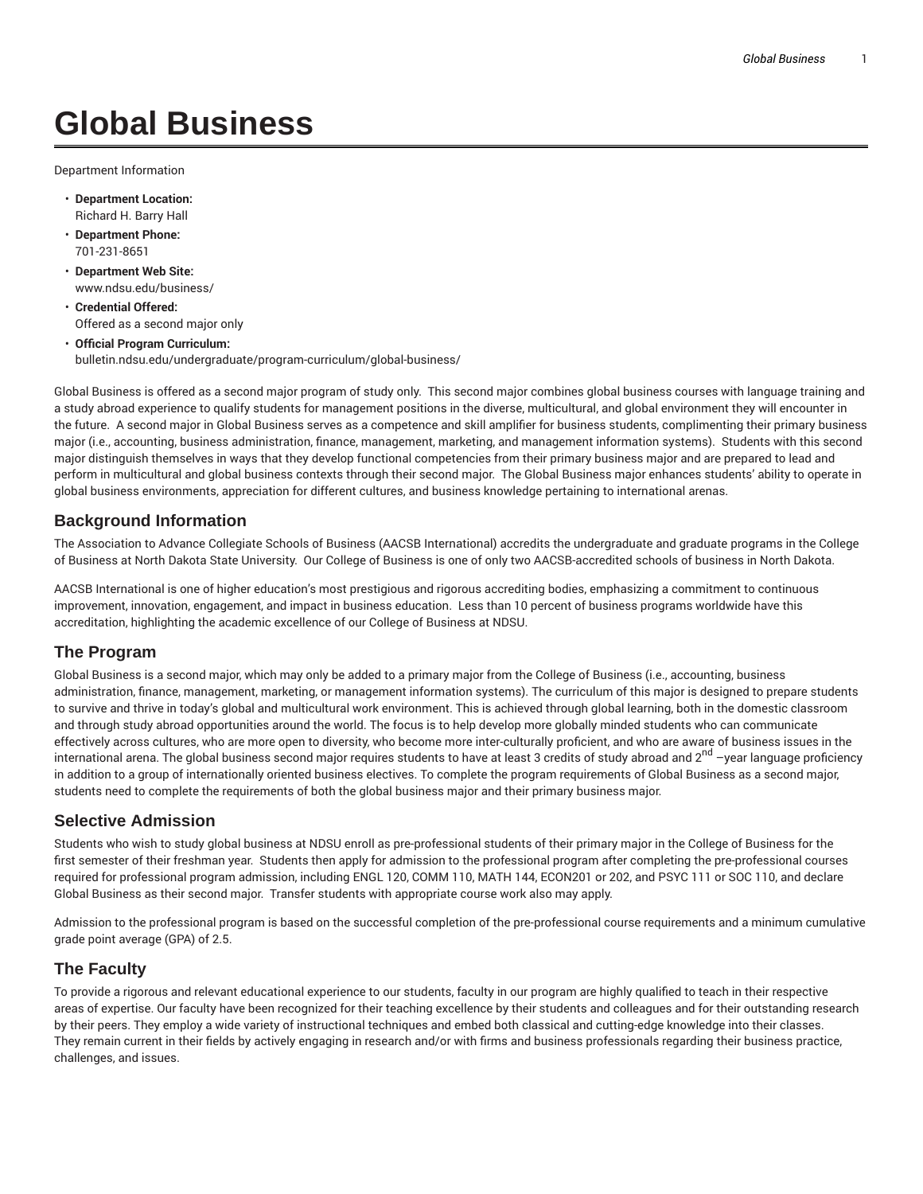# Global Business

Department Information

- **Department Location:**
  Richard H. Barry Hall
- **Department Phone:**
  701-231-8651
- **Department Web Site:**
  www.ndsu.edu/business/
- **Credential Offered:**
  Offered as a second major only
- **Official Program Curriculum:**
  bulletin.ndsu.edu/undergraduate/program-curriculum/global-business/

Global Business is offered as a second major program of study only. This second major combines global business courses with language training and a study abroad experience to qualify students for management positions in the diverse, multicultural, and global environment they will encounter in the future. A second major in Global Business serves as a competence and skill amplifier for business students, complimenting their primary business major (i.e., accounting, business administration, finance, management, marketing, and management information systems). Students with this second major distinguish themselves in ways that they develop functional competencies from their primary business major and are prepared to lead and perform in multicultural and global business contexts through their second major. The Global Business major enhances students' ability to operate in global business environments, appreciation for different cultures, and business knowledge pertaining to international arenas.

## Background Information

The Association to Advance Collegiate Schools of Business (AACSB International) accredits the undergraduate and graduate programs in the College of Business at North Dakota State University. Our College of Business is one of only two AACSB-accredited schools of business in North Dakota.

AACSB International is one of higher education's most prestigious and rigorous accrediting bodies, emphasizing a commitment to continuous improvement, innovation, engagement, and impact in business education. Less than 10 percent of business programs worldwide have this accreditation, highlighting the academic excellence of our College of Business at NDSU.

## The Program

Global Business is a second major, which may only be added to a primary major from the College of Business (i.e., accounting, business administration, finance, management, marketing, or management information systems). The curriculum of this major is designed to prepare students to survive and thrive in today's global and multicultural work environment. This is achieved through global learning, both in the domestic classroom and through study abroad opportunities around the world. The focus is to help develop more globally minded students who can communicate effectively across cultures, who are more open to diversity, who become more inter-culturally proficient, and who are aware of business issues in the international arena. The global business second major requires students to have at least 3 credits of study abroad and 2nd –year language proficiency in addition to a group of internationally oriented business electives. To complete the program requirements of Global Business as a second major, students need to complete the requirements of both the global business major and their primary business major.

## Selective Admission

Students who wish to study global business at NDSU enroll as pre-professional students of their primary major in the College of Business for the first semester of their freshman year. Students then apply for admission to the professional program after completing the pre-professional courses required for professional program admission, including ENGL 120, COMM 110, MATH 144, ECON201 or 202, and PSYC 111 or SOC 110, and declare Global Business as their second major. Transfer students with appropriate course work also may apply.

Admission to the professional program is based on the successful completion of the pre-professional course requirements and a minimum cumulative grade point average (GPA) of 2.5.

## The Faculty

To provide a rigorous and relevant educational experience to our students, faculty in our program are highly qualified to teach in their respective areas of expertise. Our faculty have been recognized for their teaching excellence by their students and colleagues and for their outstanding research by their peers. They employ a wide variety of instructional techniques and embed both classical and cutting-edge knowledge into their classes. They remain current in their fields by actively engaging in research and/or with firms and business professionals regarding their business practice, challenges, and issues.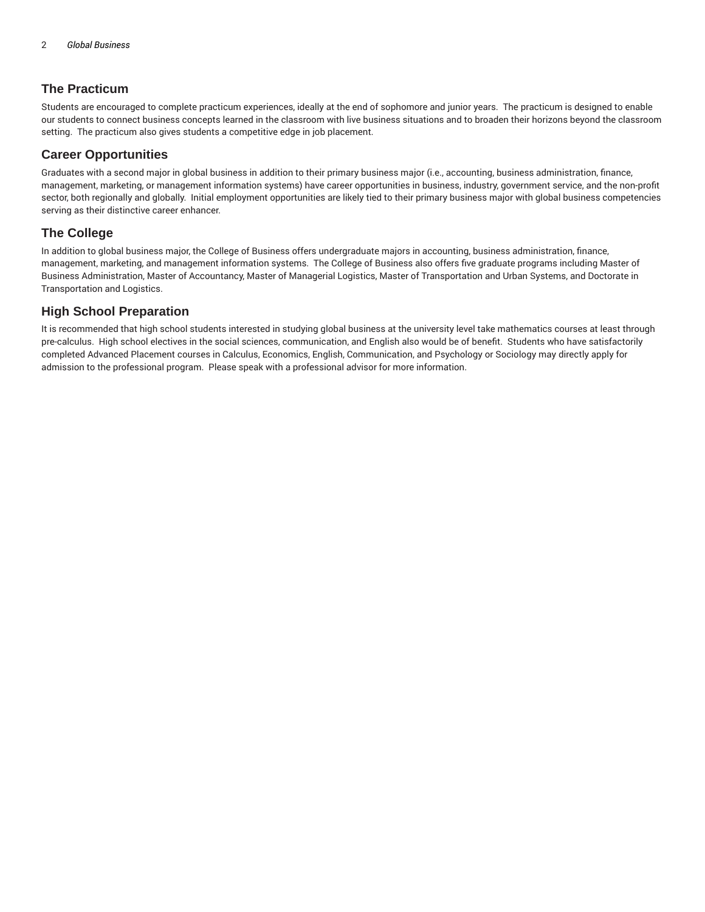## The Practicum

Students are encouraged to complete practicum experiences, ideally at the end of sophomore and junior years.  The practicum is designed to enable our students to connect business concepts learned in the classroom with live business situations and to broaden their horizons beyond the classroom setting.  The practicum also gives students a competitive edge in job placement.

## Career Opportunities

Graduates with a second major in global business in addition to their primary business major (i.e., accounting, business administration, finance, management, marketing, or management information systems) have career opportunities in business, industry, government service, and the non-profit sector, both regionally and globally.  Initial employment opportunities are likely tied to their primary business major with global business competencies serving as their distinctive career enhancer.

## The College

In addition to global business major, the College of Business offers undergraduate majors in accounting, business administration, finance, management, marketing, and management information systems.  The College of Business also offers five graduate programs including Master of Business Administration, Master of Accountancy, Master of Managerial Logistics, Master of Transportation and Urban Systems, and Doctorate in Transportation and Logistics.

## High School Preparation

It is recommended that high school students interested in studying global business at the university level take mathematics courses at least through pre-calculus.  High school electives in the social sciences, communication, and English also would be of benefit.  Students who have satisfactorily completed Advanced Placement courses in Calculus, Economics, English, Communication, and Psychology or Sociology may directly apply for admission to the professional program.  Please speak with a professional advisor for more information.